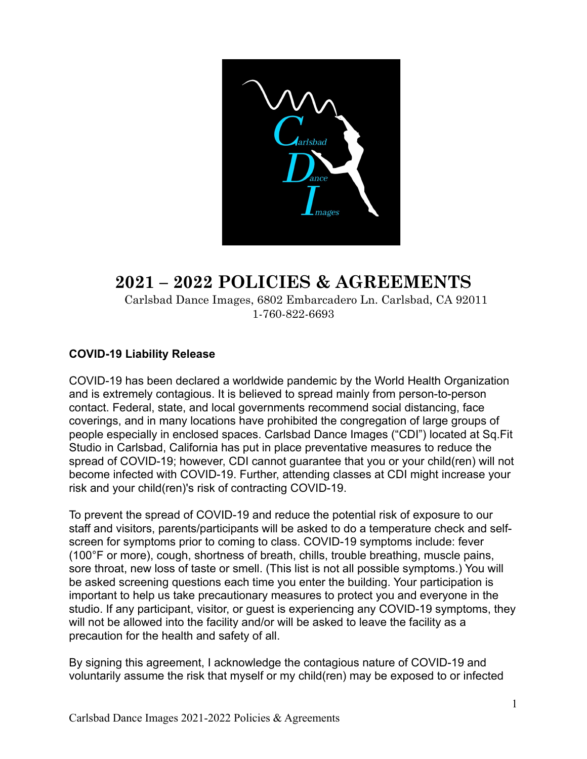# 2021 – 2022 POLICIES & AGREEMENTS

Carlsbad Dance Images, 6802 Embarcadero Ln. Carlsbad, CA 92011
1-760-822-6693

## COVID-19 Liability Release

COVID-19 has been declared a worldwide pandemic by the World Health Organization and is extremely contagious. It is believed to spread mainly from person-to-person contact. Federal, state, and local governments recommend social distancing, face coverings, and in many locations have prohibited the congregation of large groups of people especially in enclosed spaces. Carlsbad Dance Images ("CDI") located at Sq.Fit Studio in Carlsbad, California has put in place preventative measures to reduce the spread of COVID-19; however, CDI cannot guarantee that you or your child(ren) will not become infected with COVID-19. Further, attending classes at CDI might increase your risk and your child(ren)'s risk of contracting COVID-19.

To prevent the spread of COVID-19 and reduce the potential risk of exposure to our staff and visitors, parents/participants will be asked to do a temperature check and self-screen for symptoms prior to coming to class. COVID-19 symptoms include: fever (100°F or more), cough, shortness of breath, chills, trouble breathing, muscle pains, sore throat, new loss of taste or smell. (This list is not all possible symptoms.) You will be asked screening questions each time you enter the building. Your participation is important to help us take precautionary measures to protect you and everyone in the studio. If any participant, visitor, or guest is experiencing any COVID-19 symptoms, they will not be allowed into the facility and/or will be asked to leave the facility as a precaution for the health and safety of all.

By signing this agreement, I acknowledge the contagious nature of COVID-19 and voluntarily assume the risk that myself or my child(ren) may be exposed to or infected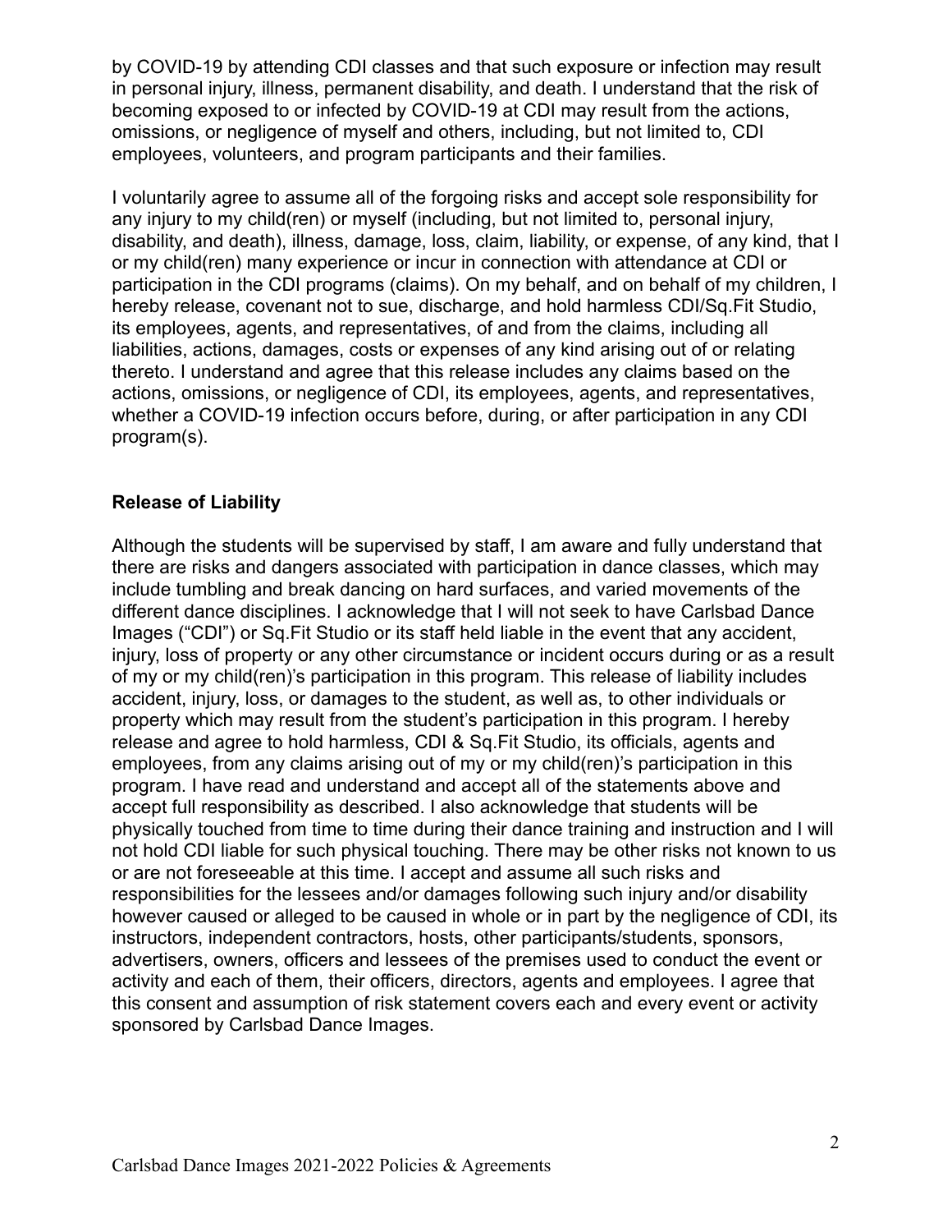by COVID-19 by attending CDI classes and that such exposure or infection may result in personal injury, illness, permanent disability, and death. I understand that the risk of becoming exposed to or infected by COVID-19 at CDI may result from the actions, omissions, or negligence of myself and others, including, but not limited to, CDI employees, volunteers, and program participants and their families.

I voluntarily agree to assume all of the forgoing risks and accept sole responsibility for any injury to my child(ren) or myself (including, but not limited to, personal injury, disability, and death), illness, damage, loss, claim, liability, or expense, of any kind, that I or my child(ren) many experience or incur in connection with attendance at CDI or participation in the CDI programs (claims). On my behalf, and on behalf of my children, I hereby release, covenant not to sue, discharge, and hold harmless CDI/Sq.Fit Studio, its employees, agents, and representatives, of and from the claims, including all liabilities, actions, damages, costs or expenses of any kind arising out of or relating thereto. I understand and agree that this release includes any claims based on the actions, omissions, or negligence of CDI, its employees, agents, and representatives, whether a COVID-19 infection occurs before, during, or after participation in any CDI program(s).

**Release of Liability**

Although the students will be supervised by staff, I am aware and fully understand that there are risks and dangers associated with participation in dance classes, which may include tumbling and break dancing on hard surfaces, and varied movements of the different dance disciplines. I acknowledge that I will not seek to have Carlsbad Dance Images ("CDI") or Sq.Fit Studio or its staff held liable in the event that any accident, injury, loss of property or any other circumstance or incident occurs during or as a result of my or my child(ren)'s participation in this program. This release of liability includes accident, injury, loss, or damages to the student, as well as, to other individuals or property which may result from the student's participation in this program. I hereby release and agree to hold harmless, CDI & Sq.Fit Studio, its officials, agents and employees, from any claims arising out of my or my child(ren)'s participation in this program. I have read and understand and accept all of the statements above and accept full responsibility as described. I also acknowledge that students will be physically touched from time to time during their dance training and instruction and I will not hold CDI liable for such physical touching. There may be other risks not known to us or are not foreseeable at this time. I accept and assume all such risks and responsibilities for the lessees and/or damages following such injury and/or disability however caused or alleged to be caused in whole or in part by the negligence of CDI, its instructors, independent contractors, hosts, other participants/students, sponsors, advertisers, owners, officers and lessees of the premises used to conduct the event or activity and each of them, their officers, directors, agents and employees. I agree that this consent and assumption of risk statement covers each and every event or activity sponsored by Carlsbad Dance Images.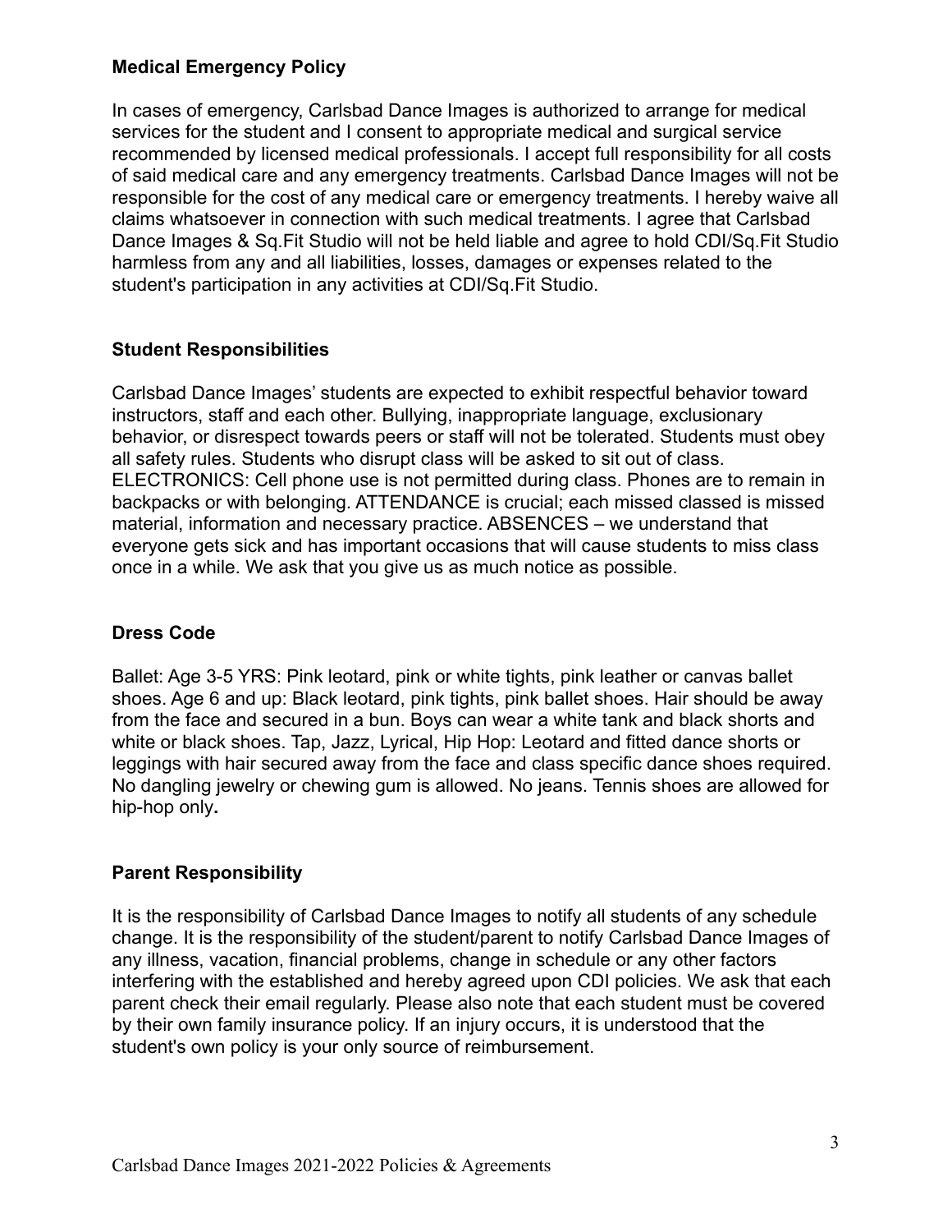### Medical Emergency Policy

In cases of emergency, Carlsbad Dance Images is authorized to arrange for medical services for the student and I consent to appropriate medical and surgical service recommended by licensed medical professionals. I accept full responsibility for all costs of said medical care and any emergency treatments. Carlsbad Dance Images will not be responsible for the cost of any medical care or emergency treatments. I hereby waive all claims whatsoever in connection with such medical treatments. I agree that Carlsbad Dance Images & Sq.Fit Studio will not be held liable and agree to hold CDI/Sq.Fit Studio harmless from any and all liabilities, losses, damages or expenses related to the student's participation in any activities at CDI/Sq.Fit Studio.

### Student Responsibilities

Carlsbad Dance Images' students are expected to exhibit respectful behavior toward instructors, staff and each other. Bullying, inappropriate language, exclusionary behavior, or disrespect towards peers or staff will not be tolerated. Students must obey all safety rules. Students who disrupt class will be asked to sit out of class. ELECTRONICS: Cell phone use is not permitted during class. Phones are to remain in backpacks or with belonging. ATTENDANCE is crucial; each missed classed is missed material, information and necessary practice. ABSENCES – we understand that everyone gets sick and has important occasions that will cause students to miss class once in a while. We ask that you give us as much notice as possible.

### Dress Code

Ballet: Age 3-5 YRS: Pink leotard, pink or white tights, pink leather or canvas ballet shoes. Age 6 and up: Black leotard, pink tights, pink ballet shoes. Hair should be away from the face and secured in a bun. Boys can wear a white tank and black shorts and white or black shoes. Tap, Jazz, Lyrical, Hip Hop: Leotard and fitted dance shorts or leggings with hair secured away from the face and class specific dance shoes required. No dangling jewelry or chewing gum is allowed. No jeans. Tennis shoes are allowed for hip-hop only.

### Parent Responsibility

It is the responsibility of Carlsbad Dance Images to notify all students of any schedule change. It is the responsibility of the student/parent to notify Carlsbad Dance Images of any illness, vacation, financial problems, change in schedule or any other factors interfering with the established and hereby agreed upon CDI policies. We ask that each parent check their email regularly. Please also note that each student must be covered by their own family insurance policy. If an injury occurs, it is understood that the student's own policy is your only source of reimbursement.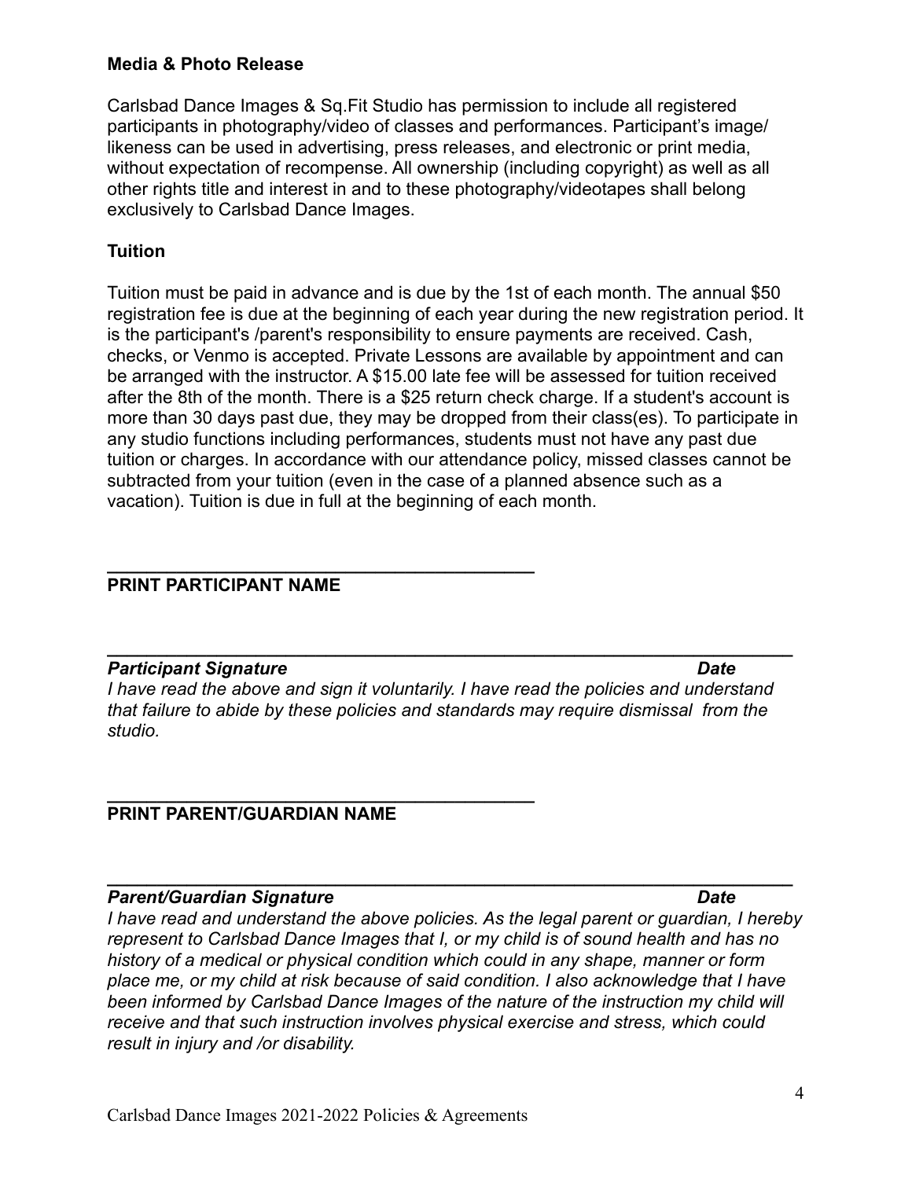**Media & Photo Release**

Carlsbad Dance Images & Sq.Fit Studio has permission to include all registered participants in photography/video of classes and performances. Participant's image/ likeness can be used in advertising, press releases, and electronic or print media, without expectation of recompense. All ownership (including copyright) as well as all other rights title and interest in and to these photography/videotapes shall belong exclusively to Carlsbad Dance Images.

**Tuition**

Tuition must be paid in advance and is due by the 1st of each month. The annual $50 registration fee is due at the beginning of each year during the new registration period. It is the participant's /parent's responsibility to ensure payments are received. Cash, checks, or Venmo is accepted. Private Lessons are available by appointment and can be arranged with the instructor. A $15.00 late fee will be assessed for tuition received after the 8th of the month. There is a $25 return check charge. If a student's account is more than 30 days past due, they may be dropped from their class(es). To participate in any studio functions including performances, students must not have any past due tuition or charges. In accordance with our attendance policy, missed classes cannot be subtracted from your tuition (even in the case of a planned absence such as a vacation). Tuition is due in full at the beginning of each month.

\_\_\_\_\_\_\_\_\_\_\_\_\_\_\_\_\_\_\_\_\_\_\_\_\_\_\_\_\_\_\_\_\_\_\_\_\_\_\_\_\_\_

**PRINT PARTICIPANT NAME**

\_\_\_\_\_\_\_\_\_\_\_\_\_\_\_\_\_\_\_\_\_\_\_\_\_\_\_\_\_\_\_\_\_\_\_\_\_\_\_\_\_\_\_\_\_\_\_\_\_\_\_\_\_\_\_\_\_\_\_\_\_\_\_\_

***Participant Signature*** ***Date***

*I have read the above and sign it voluntarily. I have read the policies and understand that failure to abide by these policies and standards may require dismissal from the studio.*

\_\_\_\_\_\_\_\_\_\_\_\_\_\_\_\_\_\_\_\_\_\_\_\_\_\_\_\_\_\_\_\_\_\_\_\_\_\_\_\_\_\_

**PRINT PARENT/GUARDIAN NAME**

\_\_\_\_\_\_\_\_\_\_\_\_\_\_\_\_\_\_\_\_\_\_\_\_\_\_\_\_\_\_\_\_\_\_\_\_\_\_\_\_\_\_\_\_\_\_\_\_\_\_\_\_\_\_\_\_\_\_\_\_\_\_\_\_

***Parent/Guardian Signature*** ***Date***

*I have read and understand the above policies. As the legal parent or guardian, I hereby represent to Carlsbad Dance Images that I, or my child is of sound health and has no history of a medical or physical condition which could in any shape, manner or form place me, or my child at risk because of said condition. I also acknowledge that I have been informed by Carlsbad Dance Images of the nature of the instruction my child will receive and that such instruction involves physical exercise and stress, which could result in injury and /or disability.*